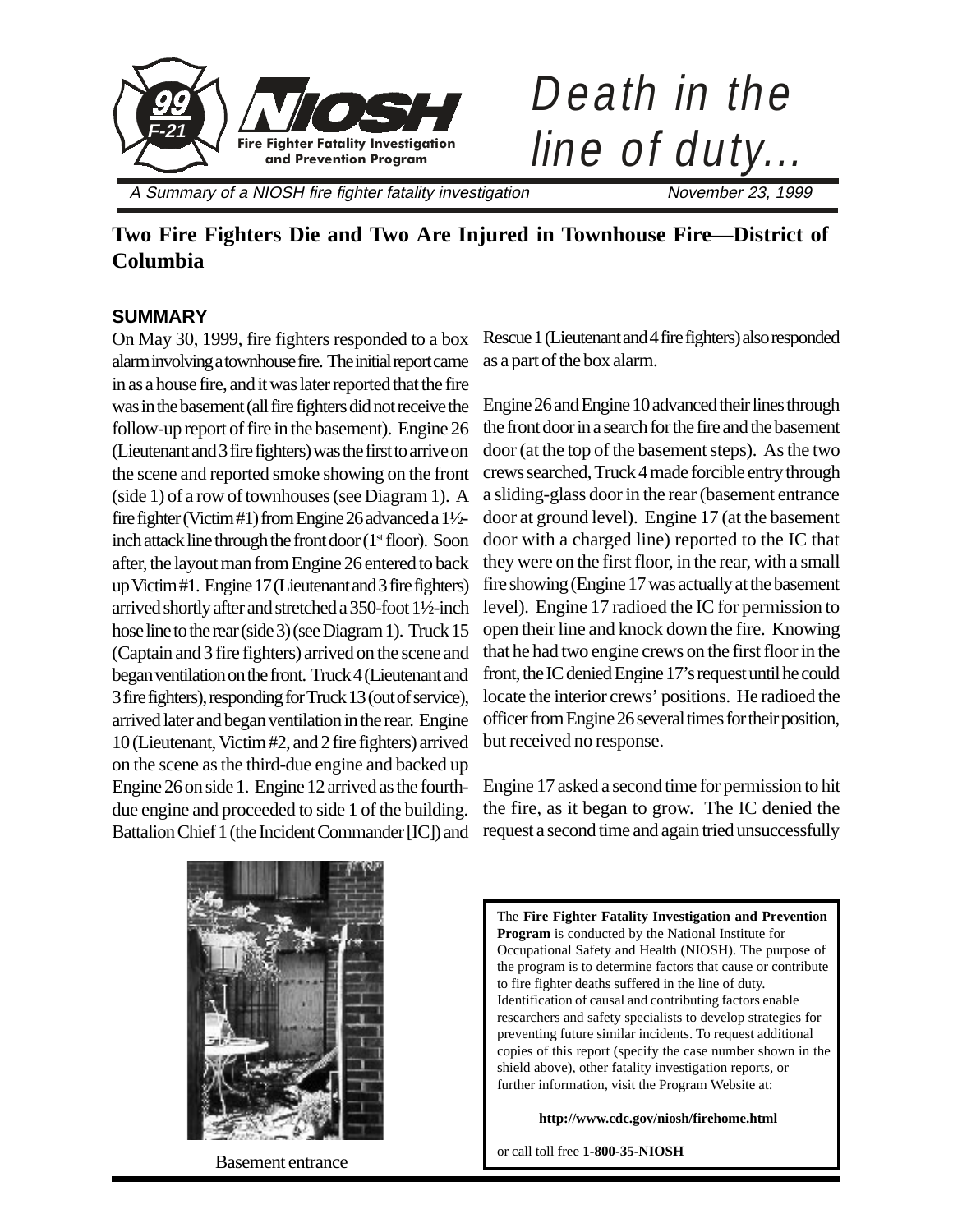# Death in the line of duty...

A Summary of a NIOSH fire fighter fatality investigation

November 23, 1999

## Two Fire Fighters Die and Two Are Injured in Townhouse Fire—District of Columbia

### SUMMARY

On May 30, 1999, fire fighters responded to a box alarm involving a townhouse fire. The initial report came in as a house fire, and it was later reported that the fire was in the basement (all fire fighters did not receive the follow-up report of fire in the basement). Engine 26 (Lieutenant and 3 fire fighters) was the first to arrive on the scene and reported smoke showing on the front (side 1) of a row of townhouses (see Diagram 1). A fire fighter (Victim #1) from Engine 26 advanced a 1½-inch attack line through the front door (1st floor). Soon after, the layout man from Engine 26 entered to back up Victim #1. Engine 17 (Lieutenant and 3 fire fighters) arrived shortly after and stretched a 350-foot 1½-inch hose line to the rear (side 3) (see Diagram 1). Truck 15 (Captain and 3 fire fighters) arrived on the scene and began ventilation on the front. Truck 4 (Lieutenant and 3 fire fighters), responding for Truck 13 (out of service), arrived later and began ventilation in the rear. Engine 10 (Lieutenant, Victim #2, and 2 fire fighters) arrived on the scene as the third-due engine and backed up Engine 26 on side 1. Engine 12 arrived as the fourth-due engine and proceeded to side 1 of the building. Battalion Chief 1 (the Incident Commander [IC]) and Rescue 1 (Lieutenant and 4 fire fighters) also responded as a part of the box alarm.

Engine 26 and Engine 10 advanced their lines through the front door in a search for the fire and the basement door (at the top of the basement steps). As the two crews searched, Truck 4 made forcible entry through a sliding-glass door in the rear (basement entrance door at ground level). Engine 17 (at the basement door with a charged line) reported to the IC that they were on the first floor, in the rear, with a small fire showing (Engine 17 was actually at the basement level). Engine 17 radioed the IC for permission to open their line and knock down the fire. Knowing that he had two engine crews on the first floor in the front, the IC denied Engine 17's request until he could locate the interior crews' positions. He radioed the officer from Engine 26 several times for their position, but received no response.

Engine 17 asked a second time for permission to hit the fire, as it began to grow. The IC denied the request a second time and again tried unsuccessfully

Basement entrance

The **Fire Fighter Fatality Investigation and Prevention Program** is conducted by the National Institute for Occupational Safety and Health (NIOSH). The purpose of the program is to determine factors that cause or contribute to fire fighter deaths suffered in the line of duty. Identification of causal and contributing factors enable researchers and safety specialists to develop strategies for preventing future similar incidents. To request additional copies of this report (specify the case number shown in the shield above), other fatality investigation reports, or further information, visit the Program Website at:

**http://www.cdc.gov/niosh/firehome.html**

or call toll free **1-800-35-NIOSH**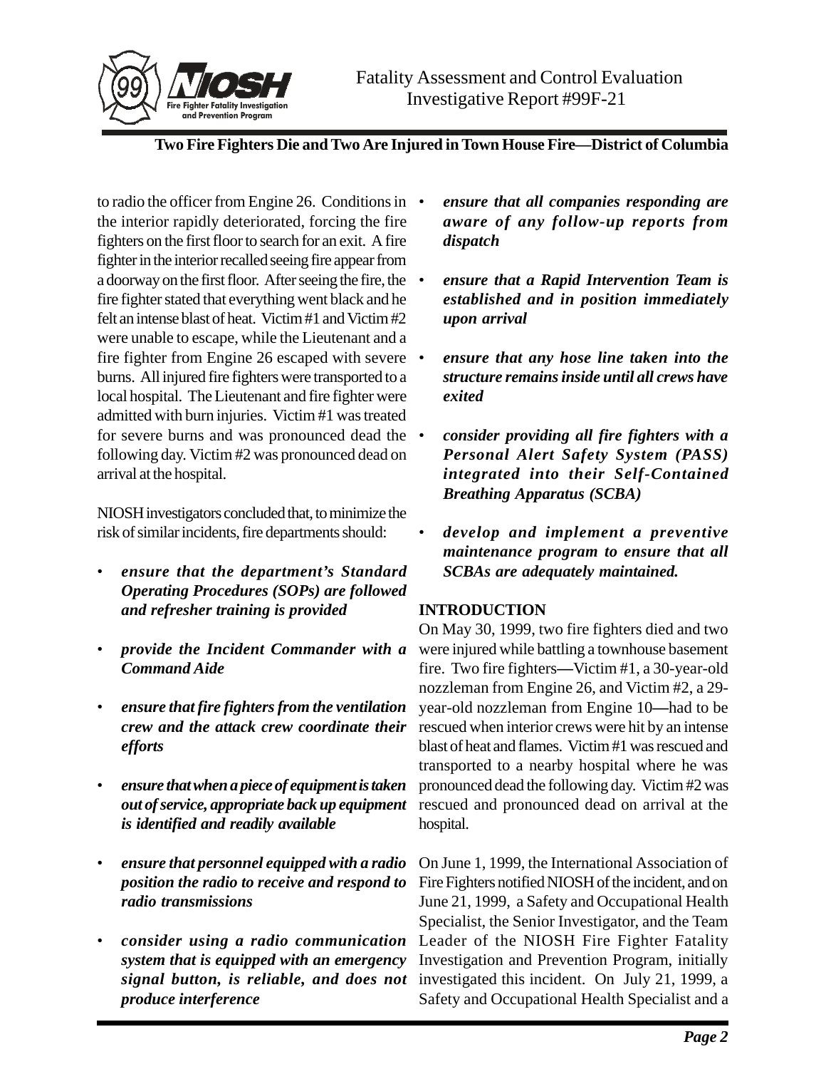to radio the officer from Engine 26. Conditions in the interior rapidly deteriorated, forcing the fire fighters on the first floor to search for an exit. A fire fighter in the interior recalled seeing fire appear from a doorway on the first floor. After seeing the fire, the fire fighter stated that everything went black and he felt an intense blast of heat. Victim #1 and Victim #2 were unable to escape, while the Lieutenant and a fire fighter from Engine 26 escaped with severe burns. All injured fire fighters were transported to a local hospital. The Lieutenant and fire fighter were admitted with burn injuries. Victim #1 was treated for severe burns and was pronounced dead the following day. Victim #2 was pronounced dead on arrival at the hospital.

NIOSH investigators concluded that, to minimize the risk of similar incidents, fire departments should:

- ***ensure that the department's Standard Operating Procedures (SOPs) are followed and refresher training is provided***
- ***provide the Incident Commander with a Command Aide***
- ***ensure that fire fighters from the ventilation crew and the attack crew coordinate their efforts***
- ***ensure that when a piece of equipment is taken out of service, appropriate back up equipment is identified and readily available***
- ***ensure that personnel equipped with a radio position the radio to receive and respond to radio transmissions***
- ***consider using a radio communication system that is equipped with an emergency signal button, is reliable, and does not produce interference***
- ***ensure that all companies responding are aware of any follow-up reports from dispatch***
- ***ensure that a Rapid Intervention Team is established and in position immediately upon arrival***
- ***ensure that any hose line taken into the structure remains inside until all crews have exited***
- ***consider providing all fire fighters with a Personal Alert Safety System (PASS) integrated into their Self-Contained Breathing Apparatus (SCBA)***
- ***develop and implement a preventive maintenance program to ensure that all SCBAs are adequately maintained.***

## INTRODUCTION

On May 30, 1999, two fire fighters died and two were injured while battling a townhouse basement fire. Two fire fighters—Victim #1, a 30-year-old nozzleman from Engine 26, and Victim #2, a 29-year-old nozzleman from Engine 10—had to be rescued when interior crews were hit by an intense blast of heat and flames. Victim #1 was rescued and transported to a nearby hospital where he was pronounced dead the following day. Victim #2 was rescued and pronounced dead on arrival at the hospital.

On June 1, 1999, the International Association of Fire Fighters notified NIOSH of the incident, and on June 21, 1999, a Safety and Occupational Health Specialist, the Senior Investigator, and the Team Leader of the NIOSH Fire Fighter Fatality Investigation and Prevention Program, initially investigated this incident. On July 21, 1999, a Safety and Occupational Health Specialist and a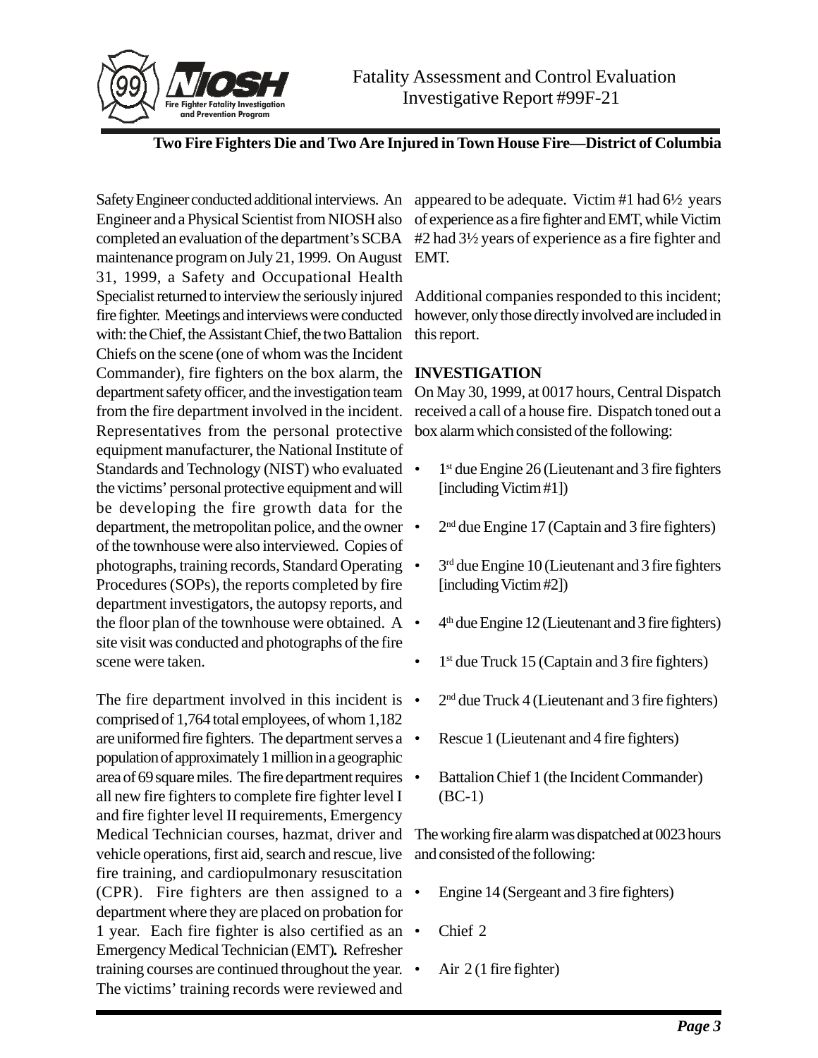Safety Engineer conducted additional interviews. An Engineer and a Physical Scientist from NIOSH also completed an evaluation of the department's SCBA maintenance program on July 21, 1999. On August 31, 1999, a Safety and Occupational Health Specialist returned to interview the seriously injured fire fighter. Meetings and interviews were conducted with: the Chief, the Assistant Chief, the two Battalion Chiefs on the scene (one of whom was the Incident Commander), fire fighters on the box alarm, the department safety officer, and the investigation team from the fire department involved in the incident. Representatives from the personal protective equipment manufacturer, the National Institute of Standards and Technology (NIST) who evaluated the victims' personal protective equipment and will be developing the fire growth data for the department, the metropolitan police, and the owner of the townhouse were also interviewed. Copies of photographs, training records, Standard Operating Procedures (SOPs), the reports completed by fire department investigators, the autopsy reports, and the floor plan of the townhouse were obtained. A site visit was conducted and photographs of the fire scene were taken.

The fire department involved in this incident is comprised of 1,764 total employees, of whom 1,182 are uniformed fire fighters. The department serves a population of approximately 1 million in a geographic area of 69 square miles. The fire department requires all new fire fighters to complete fire fighter level I and fire fighter level II requirements, Emergency Medical Technician courses, hazmat, driver and vehicle operations, first aid, search and rescue, live fire training, and cardiopulmonary resuscitation (CPR). Fire fighters are then assigned to a department where they are placed on probation for 1 year. Each fire fighter is also certified as an Emergency Medical Technician (EMT). Refresher training courses are continued throughout the year. The victims' training records were reviewed and appeared to be adequate. Victim #1 had 6½ years of experience as a fire fighter and EMT, while Victim #2 had 3½ years of experience as a fire fighter and EMT.

Additional companies responded to this incident; however, only those directly involved are included in this report.

**INVESTIGATION**

On May 30, 1999, at 0017 hours, Central Dispatch received a call of a house fire. Dispatch toned out a box alarm which consisted of the following:

- 1st due Engine 26 (Lieutenant and 3 fire fighters [including Victim #1])
- 2nd due Engine 17 (Captain and 3 fire fighters)
- 3rd due Engine 10 (Lieutenant and 3 fire fighters [including Victim #2])
- 4th due Engine 12 (Lieutenant and 3 fire fighters)
- 1st due Truck 15 (Captain and 3 fire fighters)
- 2nd due Truck 4 (Lieutenant and 3 fire fighters)
- Rescue 1 (Lieutenant and 4 fire fighters)
- Battalion Chief 1 (the Incident Commander) (BC-1)

The working fire alarm was dispatched at 0023 hours and consisted of the following:

- Engine 14 (Sergeant and 3 fire fighters)
- Chief 2
- Air 2 (1 fire fighter)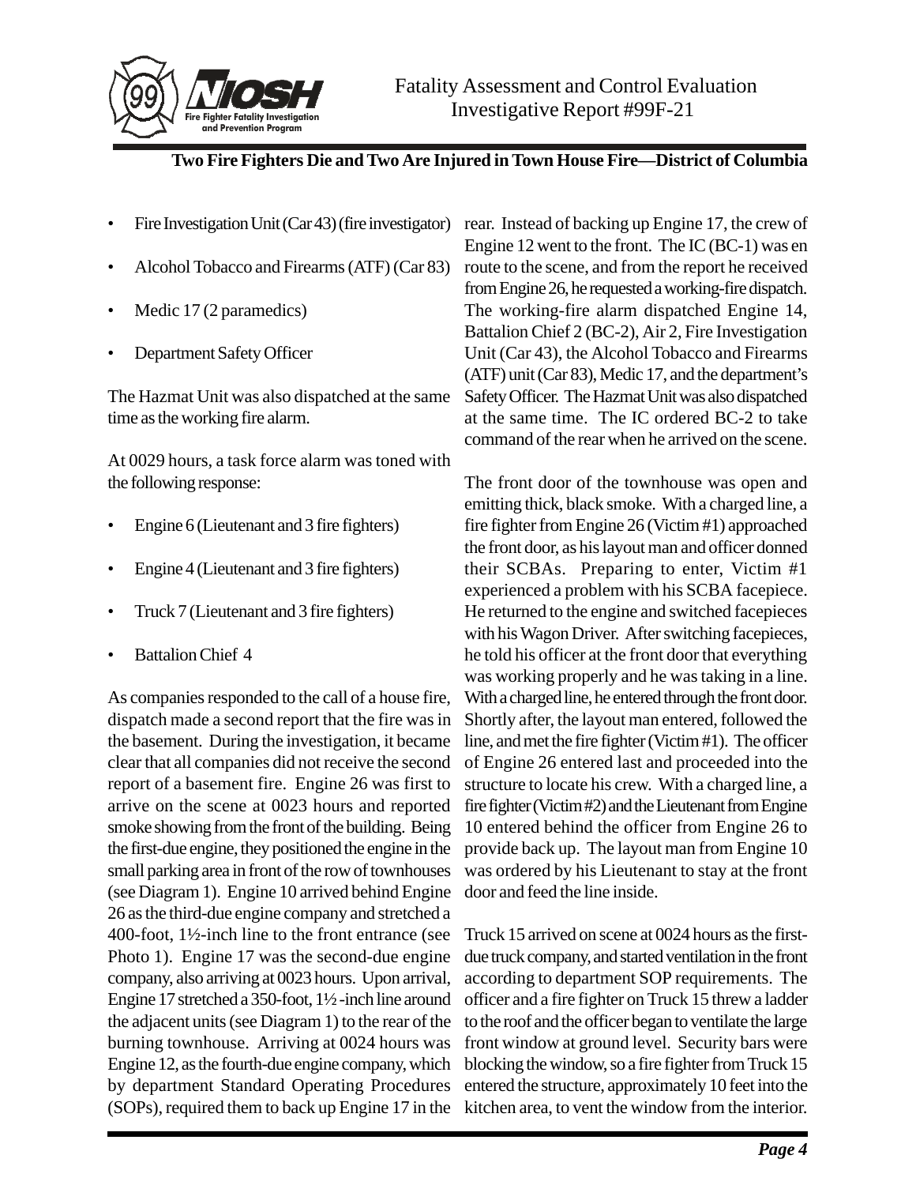- Fire Investigation Unit (Car 43) (fire investigator)
- Alcohol Tobacco and Firearms (ATF) (Car 83)
- Medic 17 (2 paramedics)
- Department Safety Officer

The Hazmat Unit was also dispatched at the same time as the working fire alarm.

At 0029 hours, a task force alarm was toned with the following response:

- Engine 6 (Lieutenant and 3 fire fighters)
- Engine 4 (Lieutenant and 3 fire fighters)
- Truck 7 (Lieutenant and 3 fire fighters)
- Battalion Chief 4

As companies responded to the call of a house fire, dispatch made a second report that the fire was in the basement. During the investigation, it became clear that all companies did not receive the second report of a basement fire. Engine 26 was first to arrive on the scene at 0023 hours and reported smoke showing from the front of the building. Being the first-due engine, they positioned the engine in the small parking area in front of the row of townhouses (see Diagram 1). Engine 10 arrived behind Engine 26 as the third-due engine company and stretched a 400-foot, 1½-inch line to the front entrance (see Photo 1). Engine 17 was the second-due engine company, also arriving at 0023 hours. Upon arrival, Engine 17 stretched a 350-foot, 1½ -inch line around the adjacent units (see Diagram 1) to the rear of the burning townhouse. Arriving at 0024 hours was Engine 12, as the fourth-due engine company, which by department Standard Operating Procedures (SOPs), required them to back up Engine 17 in the rear. Instead of backing up Engine 17, the crew of Engine 12 went to the front. The IC (BC-1) was en route to the scene, and from the report he received from Engine 26, he requested a working-fire dispatch. The working-fire alarm dispatched Engine 14, Battalion Chief 2 (BC-2), Air 2, Fire Investigation Unit (Car 43), the Alcohol Tobacco and Firearms (ATF) unit (Car 83), Medic 17, and the department's Safety Officer. The Hazmat Unit was also dispatched at the same time. The IC ordered BC-2 to take command of the rear when he arrived on the scene.

The front door of the townhouse was open and emitting thick, black smoke. With a charged line, a fire fighter from Engine 26 (Victim #1) approached the front door, as his layout man and officer donned their SCBAs. Preparing to enter, Victim #1 experienced a problem with his SCBA facepiece. He returned to the engine and switched facepieces with his Wagon Driver. After switching facepieces, he told his officer at the front door that everything was working properly and he was taking in a line. With a charged line, he entered through the front door. Shortly after, the layout man entered, followed the line, and met the fire fighter (Victim #1). The officer of Engine 26 entered last and proceeded into the structure to locate his crew. With a charged line, a fire fighter (Victim #2) and the Lieutenant from Engine 10 entered behind the officer from Engine 26 to provide back up. The layout man from Engine 10 was ordered by his Lieutenant to stay at the front door and feed the line inside.

Truck 15 arrived on scene at 0024 hours as the first-due truck company, and started ventilation in the front according to department SOP requirements. The officer and a fire fighter on Truck 15 threw a ladder to the roof and the officer began to ventilate the large front window at ground level. Security bars were blocking the window, so a fire fighter from Truck 15 entered the structure, approximately 10 feet into the kitchen area, to vent the window from the interior.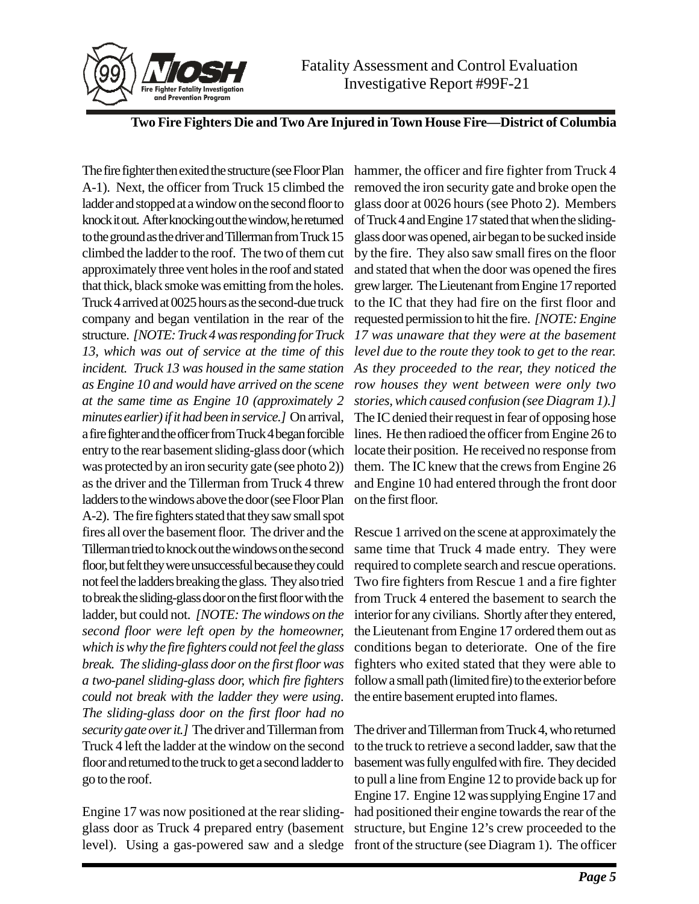The fire fighter then exited the structure (see Floor Plan A-1). Next, the officer from Truck 15 climbed the ladder and stopped at a window on the second floor to knock it out. After knocking out the window, he returned to the ground as the driver and Tillerman from Truck 15 climbed the ladder to the roof. The two of them cut approximately three vent holes in the roof and stated that thick, black smoke was emitting from the holes. Truck 4 arrived at 0025 hours as the second-due truck company and began ventilation in the rear of the structure. *[NOTE: Truck 4 was responding for Truck 13, which was out of service at the time of this incident. Truck 13 was housed in the same station as Engine 10 and would have arrived on the scene at the same time as Engine 10 (approximately 2 minutes earlier) if it had been in service.]* On arrival, a fire fighter and the officer from Truck 4 began forcible entry to the rear basement sliding-glass door (which was protected by an iron security gate (see photo 2)) as the driver and the Tillerman from Truck 4 threw ladders to the windows above the door (see Floor Plan A-2). The fire fighters stated that they saw small spot fires all over the basement floor. The driver and the Tillerman tried to knock out the windows on the second floor, but felt they were unsuccessful because they could not feel the ladders breaking the glass. They also tried to break the sliding-glass door on the first floor with the ladder, but could not. *[NOTE: The windows on the second floor were left open by the homeowner, which is why the fire fighters could not feel the glass break. The sliding-glass door on the first floor was a two-panel sliding-glass door, which fire fighters could not break with the ladder they were using. The sliding-glass door on the first floor had no security gate over it.]* The driver and Tillerman from Truck 4 left the ladder at the window on the second floor and returned to the truck to get a second ladder to go to the roof.

Engine 17 was now positioned at the rear sliding-glass door as Truck 4 prepared entry (basement level). Using a gas-powered saw and a sledge hammer, the officer and fire fighter from Truck 4 removed the iron security gate and broke open the glass door at 0026 hours (see Photo 2). Members of Truck 4 and Engine 17 stated that when the sliding-glass door was opened, air began to be sucked inside by the fire. They also saw small fires on the floor and stated that when the door was opened the fires grew larger. The Lieutenant from Engine 17 reported to the IC that they had fire on the first floor and requested permission to hit the fire. *[NOTE: Engine 17 was unaware that they were at the basement level due to the route they took to get to the rear. As they proceeded to the rear, they noticed the row houses they went between were only two stories, which caused confusion (see Diagram 1).]* The IC denied their request in fear of opposing hose lines. He then radioed the officer from Engine 26 to locate their position. He received no response from them. The IC knew that the crews from Engine 26 and Engine 10 had entered through the front door on the first floor.

Rescue 1 arrived on the scene at approximately the same time that Truck 4 made entry. They were required to complete search and rescue operations. Two fire fighters from Rescue 1 and a fire fighter from Truck 4 entered the basement to search the interior for any civilians. Shortly after they entered, the Lieutenant from Engine 17 ordered them out as conditions began to deteriorate. One of the fire fighters who exited stated that they were able to follow a small path (limited fire) to the exterior before the entire basement erupted into flames.

The driver and Tillerman from Truck 4, who returned to the truck to retrieve a second ladder, saw that the basement was fully engulfed with fire. They decided to pull a line from Engine 12 to provide back up for Engine 17. Engine 12 was supplying Engine 17 and had positioned their engine towards the rear of the structure, but Engine 12's crew proceeded to the front of the structure (see Diagram 1). The officer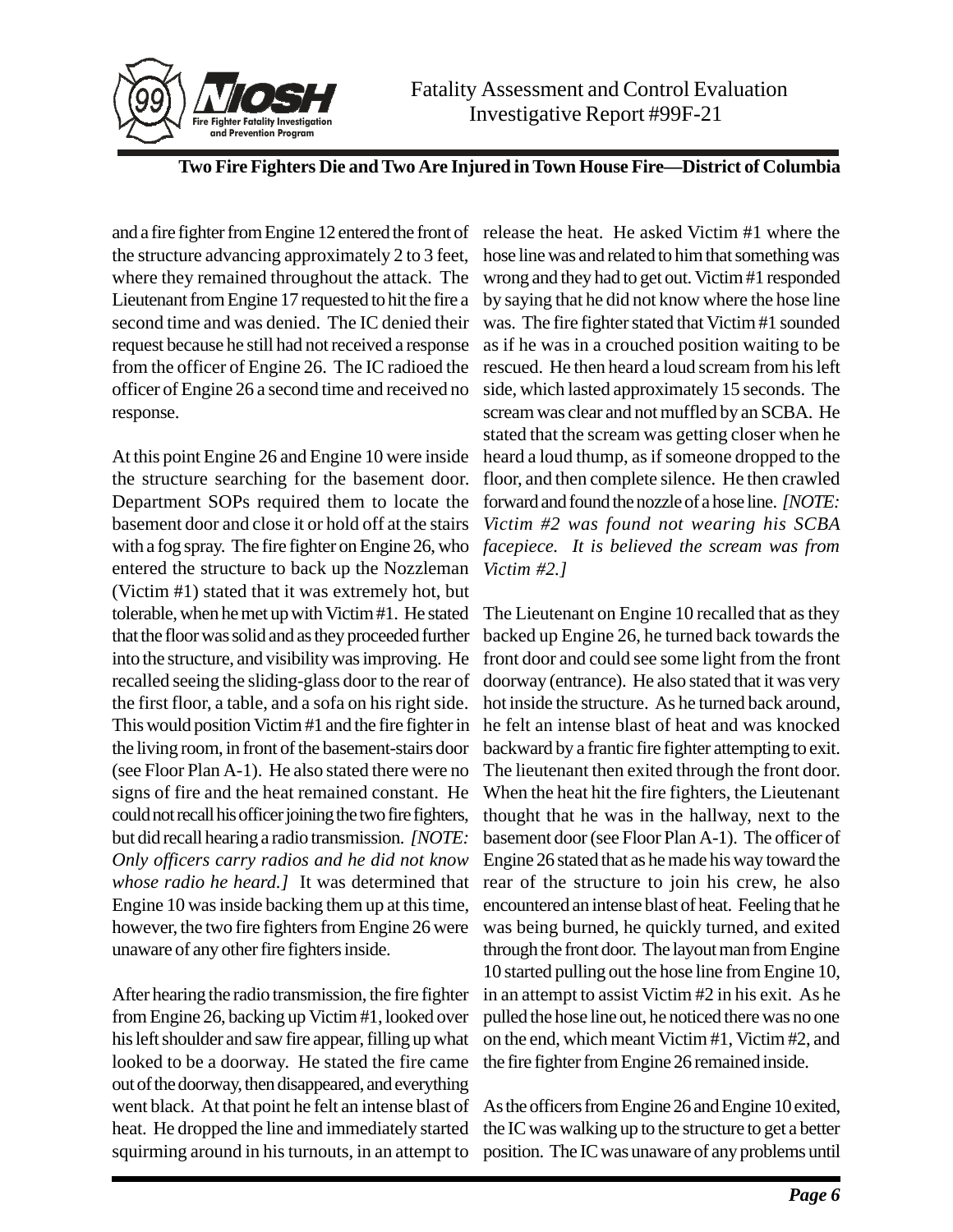and a fire fighter from Engine 12 entered the front of the structure advancing approximately 2 to 3 feet, where they remained throughout the attack. The Lieutenant from Engine 17 requested to hit the fire a second time and was denied. The IC denied their request because he still had not received a response from the officer of Engine 26. The IC radioed the officer of Engine 26 a second time and received no response.

At this point Engine 26 and Engine 10 were inside the structure searching for the basement door. Department SOPs required them to locate the basement door and close it or hold off at the stairs with a fog spray. The fire fighter on Engine 26, who entered the structure to back up the Nozzleman (Victim #1) stated that it was extremely hot, but tolerable, when he met up with Victim #1. He stated that the floor was solid and as they proceeded further into the structure, and visibility was improving. He recalled seeing the sliding-glass door to the rear of the first floor, a table, and a sofa on his right side. This would position Victim #1 and the fire fighter in the living room, in front of the basement-stairs door (see Floor Plan A-1). He also stated there were no signs of fire and the heat remained constant. He could not recall his officer joining the two fire fighters, but did recall hearing a radio transmission. *[NOTE: Only officers carry radios and he did not know whose radio he heard.]* It was determined that Engine 10 was inside backing them up at this time, however, the two fire fighters from Engine 26 were unaware of any other fire fighters inside.

After hearing the radio transmission, the fire fighter from Engine 26, backing up Victim #1, looked over his left shoulder and saw fire appear, filling up what looked to be a doorway. He stated the fire came out of the doorway, then disappeared, and everything went black. At that point he felt an intense blast of heat. He dropped the line and immediately started squirming around in his turnouts, in an attempt to release the heat. He asked Victim #1 where the hose line was and related to him that something was wrong and they had to get out. Victim #1 responded by saying that he did not know where the hose line was. The fire fighter stated that Victim #1 sounded as if he was in a crouched position waiting to be rescued. He then heard a loud scream from his left side, which lasted approximately 15 seconds. The scream was clear and not muffled by an SCBA. He stated that the scream was getting closer when he heard a loud thump, as if someone dropped to the floor, and then complete silence. He then crawled forward and found the nozzle of a hose line. *[NOTE: Victim #2 was found not wearing his SCBA facepiece. It is believed the scream was from Victim #2.]*

The Lieutenant on Engine 10 recalled that as they backed up Engine 26, he turned back towards the front door and could see some light from the front doorway (entrance). He also stated that it was very hot inside the structure. As he turned back around, he felt an intense blast of heat and was knocked backward by a frantic fire fighter attempting to exit. The lieutenant then exited through the front door. When the heat hit the fire fighters, the Lieutenant thought that he was in the hallway, next to the basement door (see Floor Plan A-1). The officer of Engine 26 stated that as he made his way toward the rear of the structure to join his crew, he also encountered an intense blast of heat. Feeling that he was being burned, he quickly turned, and exited through the front door. The layout man from Engine 10 started pulling out the hose line from Engine 10, in an attempt to assist Victim #2 in his exit. As he pulled the hose line out, he noticed there was no one on the end, which meant Victim #1, Victim #2, and the fire fighter from Engine 26 remained inside.

As the officers from Engine 26 and Engine 10 exited, the IC was walking up to the structure to get a better position. The IC was unaware of any problems until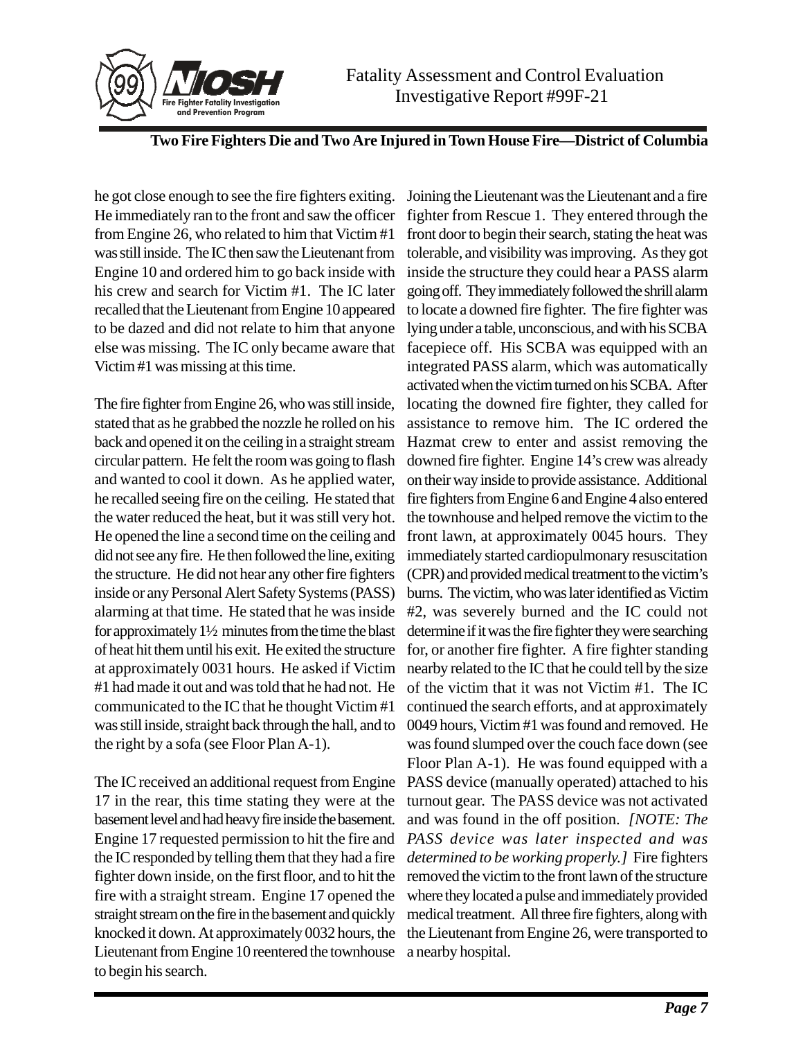he got close enough to see the fire fighters exiting. He immediately ran to the front and saw the officer from Engine 26, who related to him that Victim #1 was still inside. The IC then saw the Lieutenant from Engine 10 and ordered him to go back inside with his crew and search for Victim #1. The IC later recalled that the Lieutenant from Engine 10 appeared to be dazed and did not relate to him that anyone else was missing. The IC only became aware that Victim #1 was missing at this time.

The fire fighter from Engine 26, who was still inside, stated that as he grabbed the nozzle he rolled on his back and opened it on the ceiling in a straight stream circular pattern. He felt the room was going to flash and wanted to cool it down. As he applied water, he recalled seeing fire on the ceiling. He stated that the water reduced the heat, but it was still very hot. He opened the line a second time on the ceiling and did not see any fire. He then followed the line, exiting the structure. He did not hear any other fire fighters inside or any Personal Alert Safety Systems (PASS) alarming at that time. He stated that he was inside for approximately 1½ minutes from the time the blast of heat hit them until his exit. He exited the structure at approximately 0031 hours. He asked if Victim #1 had made it out and was told that he had not. He communicated to the IC that he thought Victim #1 was still inside, straight back through the hall, and to the right by a sofa (see Floor Plan A-1).

The IC received an additional request from Engine 17 in the rear, this time stating they were at the basement level and had heavy fire inside the basement. Engine 17 requested permission to hit the fire and the IC responded by telling them that they had a fire fighter down inside, on the first floor, and to hit the fire with a straight stream. Engine 17 opened the straight stream on the fire in the basement and quickly knocked it down. At approximately 0032 hours, the Lieutenant from Engine 10 reentered the townhouse to begin his search.

Joining the Lieutenant was the Lieutenant and a fire fighter from Rescue 1. They entered through the front door to begin their search, stating the heat was tolerable, and visibility was improving. As they got inside the structure they could hear a PASS alarm going off. They immediately followed the shrill alarm to locate a downed fire fighter. The fire fighter was lying under a table, unconscious, and with his SCBA facepiece off. His SCBA was equipped with an integrated PASS alarm, which was automatically activated when the victim turned on his SCBA. After locating the downed fire fighter, they called for assistance to remove him. The IC ordered the Hazmat crew to enter and assist removing the downed fire fighter. Engine 14's crew was already on their way inside to provide assistance. Additional fire fighters from Engine 6 and Engine 4 also entered the townhouse and helped remove the victim to the front lawn, at approximately 0045 hours. They immediately started cardiopulmonary resuscitation (CPR) and provided medical treatment to the victim's burns. The victim, who was later identified as Victim #2, was severely burned and the IC could not determine if it was the fire fighter they were searching for, or another fire fighter. A fire fighter standing nearby related to the IC that he could tell by the size of the victim that it was not Victim #1. The IC continued the search efforts, and at approximately 0049 hours, Victim #1 was found and removed. He was found slumped over the couch face down (see Floor Plan A-1). He was found equipped with a PASS device (manually operated) attached to his turnout gear. The PASS device was not activated and was found in the off position. *[NOTE: The PASS device was later inspected and was determined to be working properly.]* Fire fighters removed the victim to the front lawn of the structure where they located a pulse and immediately provided medical treatment. All three fire fighters, along with the Lieutenant from Engine 26, were transported to a nearby hospital.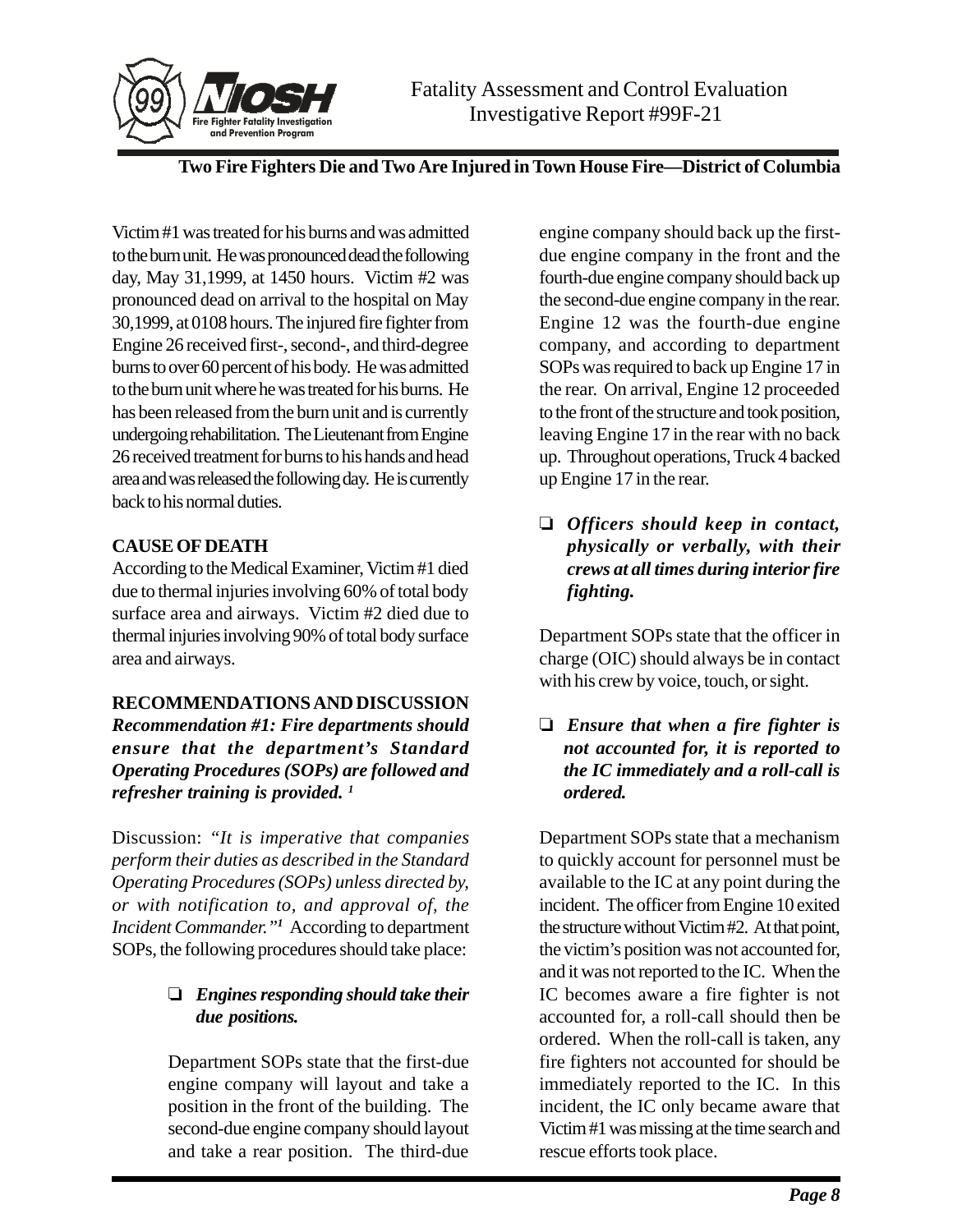Victim #1 was treated for his burns and was admitted to the burn unit. He was pronounced dead the following day, May 31,1999, at 1450 hours. Victim #2 was pronounced dead on arrival to the hospital on May 30,1999, at 0108 hours. The injured fire fighter from Engine 26 received first-, second-, and third-degree burns to over 60 percent of his body. He was admitted to the burn unit where he was treated for his burns. He has been released from the burn unit and is currently undergoing rehabilitation. The Lieutenant from Engine 26 received treatment for burns to his hands and head area and was released the following day. He is currently back to his normal duties.

**CAUSE OF DEATH**

According to the Medical Examiner, Victim #1 died due to thermal injuries involving 60% of total body surface area and airways. Victim #2 died due to thermal injuries involving 90% of total body surface area and airways.

**RECOMMENDATIONS AND DISCUSSION**

***Recommendation #1: Fire departments should ensure that the department's Standard Operating Procedures (SOPs) are followed and refresher training is provided.*** [1]

Discussion: *"It is imperative that companies perform their duties as described in the Standard Operating Procedures (SOPs) unless directed by, or with notification to, and approval of, the Incident Commander."*[1] According to department SOPs, the following procedures should take place:

- ***Engines responding should take their due positions.***

  Department SOPs state that the first-due engine company will layout and take a position in the front of the building. The second-due engine company should layout and take a rear position. The third-due engine company should back up the first-due engine company in the front and the fourth-due engine company should back up the second-due engine company in the rear. Engine 12 was the fourth-due engine company, and according to department SOPs was required to back up Engine 17 in the rear. On arrival, Engine 12 proceeded to the front of the structure and took position, leaving Engine 17 in the rear with no back up. Throughout operations, Truck 4 backed up Engine 17 in the rear.

- ***Officers should keep in contact, physically or verbally, with their crews at all times during interior fire fighting.***

  Department SOPs state that the officer in charge (OIC) should always be in contact with his crew by voice, touch, or sight.

- ***Ensure that when a fire fighter is not accounted for, it is reported to the IC immediately and a roll-call is ordered.***

  Department SOPs state that a mechanism to quickly account for personnel must be available to the IC at any point during the incident. The officer from Engine 10 exited the structure without Victim #2. At that point, the victim's position was not accounted for, and it was not reported to the IC. When the IC becomes aware a fire fighter is not accounted for, a roll-call should then be ordered. When the roll-call is taken, any fire fighters not accounted for should be immediately reported to the IC. In this incident, the IC only became aware that Victim #1 was missing at the time search and rescue efforts took place.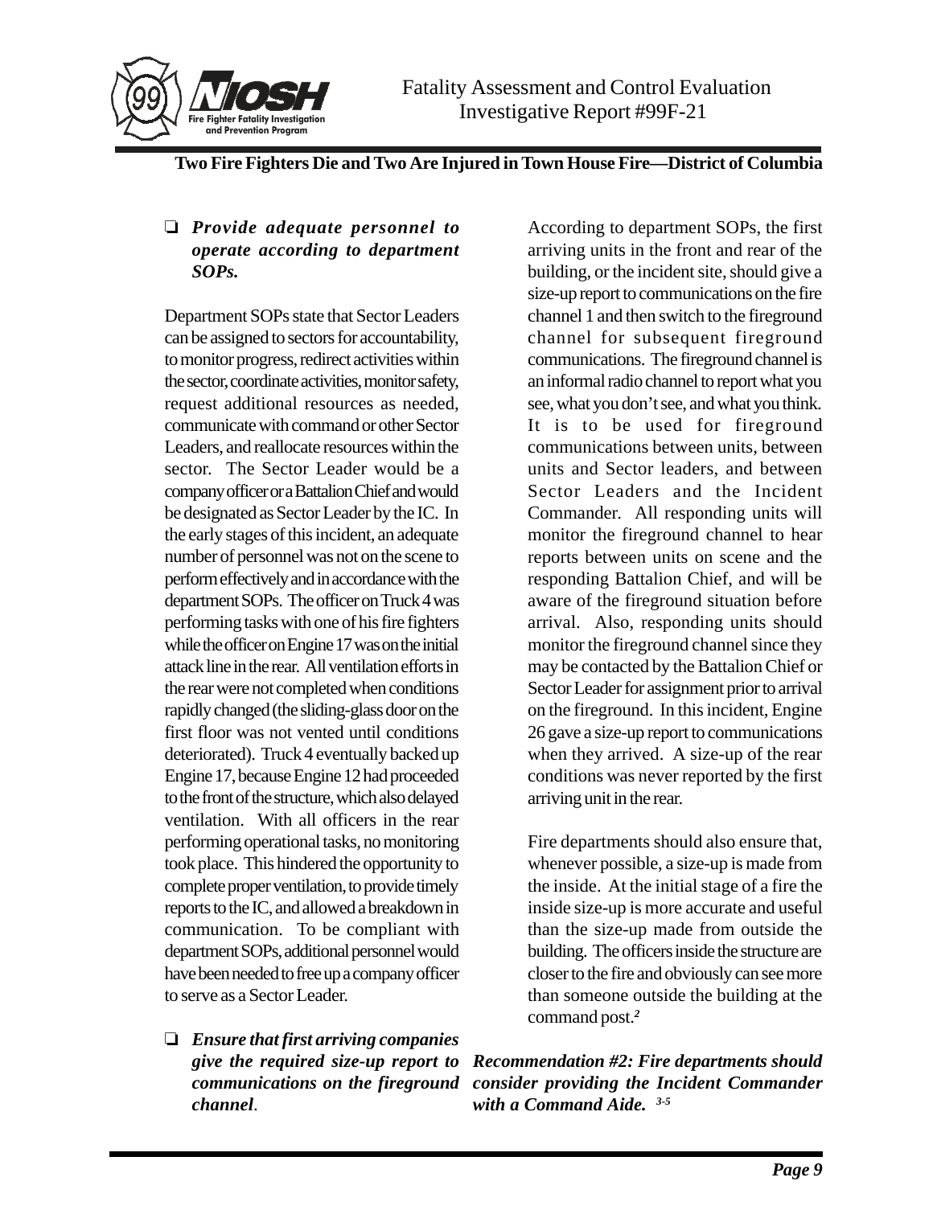❑ ***Provide adequate personnel to operate according to department SOPs.***

Department SOPs state that Sector Leaders can be assigned to sectors for accountability, to monitor progress, redirect activities within the sector, coordinate activities, monitor safety, request additional resources as needed, communicate with command or other Sector Leaders, and reallocate resources within the sector. The Sector Leader would be a company officer or a Battalion Chief and would be designated as Sector Leader by the IC. In the early stages of this incident, an adequate number of personnel was not on the scene to perform effectively and in accordance with the department SOPs. The officer on Truck 4 was performing tasks with one of his fire fighters while the officer on Engine 17 was on the initial attack line in the rear. All ventilation efforts in the rear were not completed when conditions rapidly changed (the sliding-glass door on the first floor was not vented until conditions deteriorated). Truck 4 eventually backed up Engine 17, because Engine 12 had proceeded to the front of the structure, which also delayed ventilation. With all officers in the rear performing operational tasks, no monitoring took place. This hindered the opportunity to complete proper ventilation, to provide timely reports to the IC, and allowed a breakdown in communication. To be compliant with department SOPs, additional personnel would have been needed to free up a company officer to serve as a Sector Leader.

❑ ***Ensure that first arriving companies give the required size-up report to communications on the fireground channel*.**

According to department SOPs, the first arriving units in the front and rear of the building, or the incident site, should give a size-up report to communications on the fire channel 1 and then switch to the fireground channel for subsequent fireground communications. The fireground channel is an informal radio channel to report what you see, what you don't see, and what you think. It is to be used for fireground communications between units, between units and Sector leaders, and between Sector Leaders and the Incident Commander. All responding units will monitor the fireground channel to hear reports between units on scene and the responding Battalion Chief, and will be aware of the fireground situation before arrival. Also, responding units should monitor the fireground channel since they may be contacted by the Battalion Chief or Sector Leader for assignment prior to arrival on the fireground. In this incident, Engine 26 gave a size-up report to communications when they arrived. A size-up of the rear conditions was never reported by the first arriving unit in the rear.

Fire departments should also ensure that, whenever possible, a size-up is made from the inside. At the initial stage of a fire the inside size-up is more accurate and useful than the size-up made from outside the building. The officers inside the structure are closer to the fire and obviously can see more than someone outside the building at the command post.[2]

***Recommendation #2: Fire departments should consider providing the Incident Commander with a Command Aide.*** [3-5]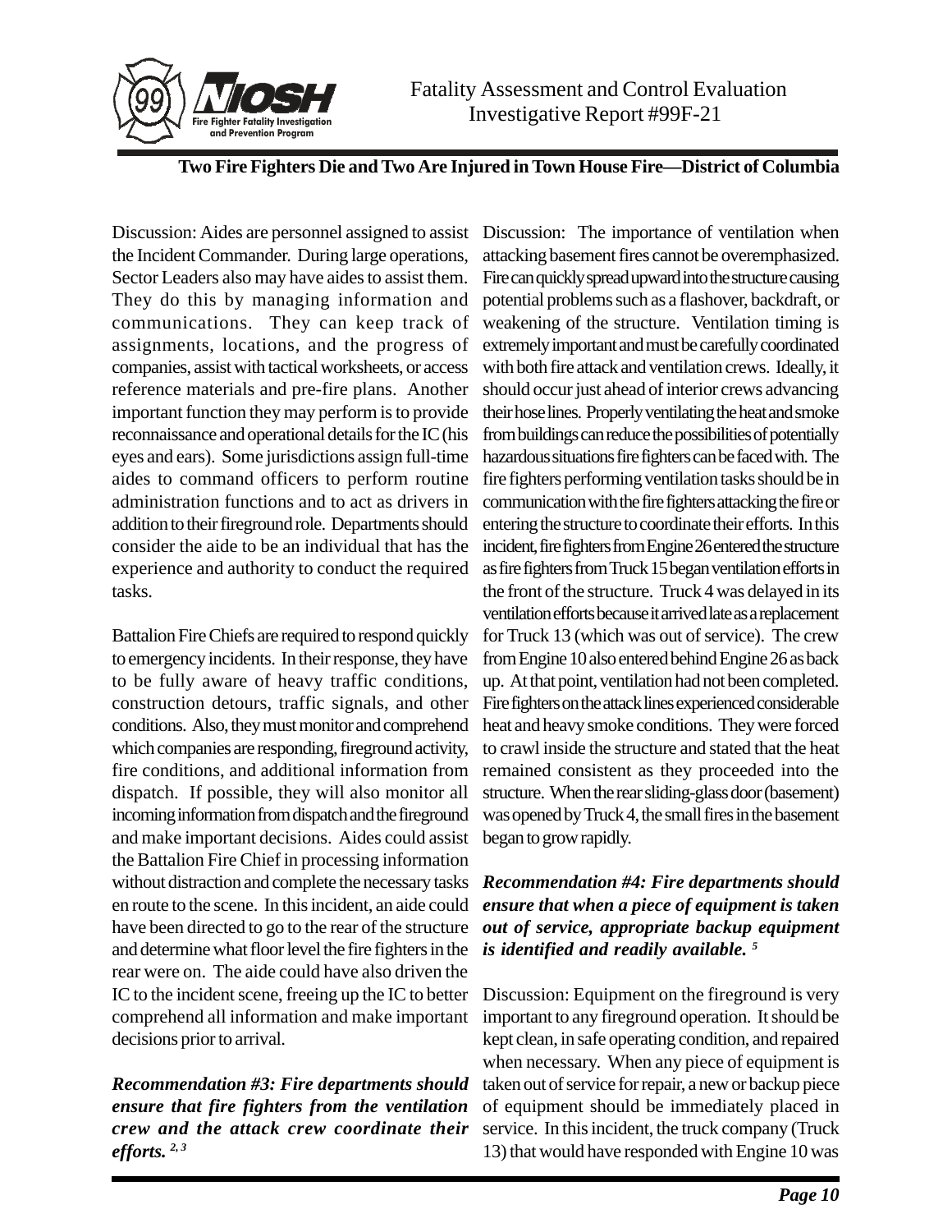Discussion: Aides are personnel assigned to assist the Incident Commander. During large operations, Sector Leaders also may have aides to assist them. They do this by managing information and communications. They can keep track of assignments, locations, and the progress of companies, assist with tactical worksheets, or access reference materials and pre-fire plans. Another important function they may perform is to provide reconnaissance and operational details for the IC (his eyes and ears). Some jurisdictions assign full-time aides to command officers to perform routine administration functions and to act as drivers in addition to their fireground role. Departments should consider the aide to be an individual that has the experience and authority to conduct the required tasks.

Battalion Fire Chiefs are required to respond quickly to emergency incidents. In their response, they have to be fully aware of heavy traffic conditions, construction detours, traffic signals, and other conditions. Also, they must monitor and comprehend which companies are responding, fireground activity, fire conditions, and additional information from dispatch. If possible, they will also monitor all incoming information from dispatch and the fireground and make important decisions. Aides could assist the Battalion Fire Chief in processing information without distraction and complete the necessary tasks en route to the scene. In this incident, an aide could have been directed to go to the rear of the structure and determine what floor level the fire fighters in the rear were on. The aide could have also driven the IC to the incident scene, freeing up the IC to better comprehend all information and make important decisions prior to arrival.

***Recommendation #3: Fire departments should ensure that fire fighters from the ventilation crew and the attack crew coordinate their efforts.*** [2, 3]

Discussion: The importance of ventilation when attacking basement fires cannot be overemphasized. Fire can quickly spread upward into the structure causing potential problems such as a flashover, backdraft, or weakening of the structure. Ventilation timing is extremely important and must be carefully coordinated with both fire attack and ventilation crews. Ideally, it should occur just ahead of interior crews advancing their hose lines. Properly ventilating the heat and smoke from buildings can reduce the possibilities of potentially hazardous situations fire fighters can be faced with. The fire fighters performing ventilation tasks should be in communication with the fire fighters attacking the fire or entering the structure to coordinate their efforts. In this incident, fire fighters from Engine 26 entered the structure as fire fighters from Truck 15 began ventilation efforts in the front of the structure. Truck 4 was delayed in its ventilation efforts because it arrived late as a replacement for Truck 13 (which was out of service). The crew from Engine 10 also entered behind Engine 26 as back up. At that point, ventilation had not been completed. Fire fighters on the attack lines experienced considerable heat and heavy smoke conditions. They were forced to crawl inside the structure and stated that the heat remained consistent as they proceeded into the structure. When the rear sliding-glass door (basement) was opened by Truck 4, the small fires in the basement began to grow rapidly.

***Recommendation #4: Fire departments should ensure that when a piece of equipment is taken out of service, appropriate backup equipment is identified and readily available.*** [5]

Discussion: Equipment on the fireground is very important to any fireground operation. It should be kept clean, in safe operating condition, and repaired when necessary. When any piece of equipment is taken out of service for repair, a new or backup piece of equipment should be immediately placed in service. In this incident, the truck company (Truck 13) that would have responded with Engine 10 was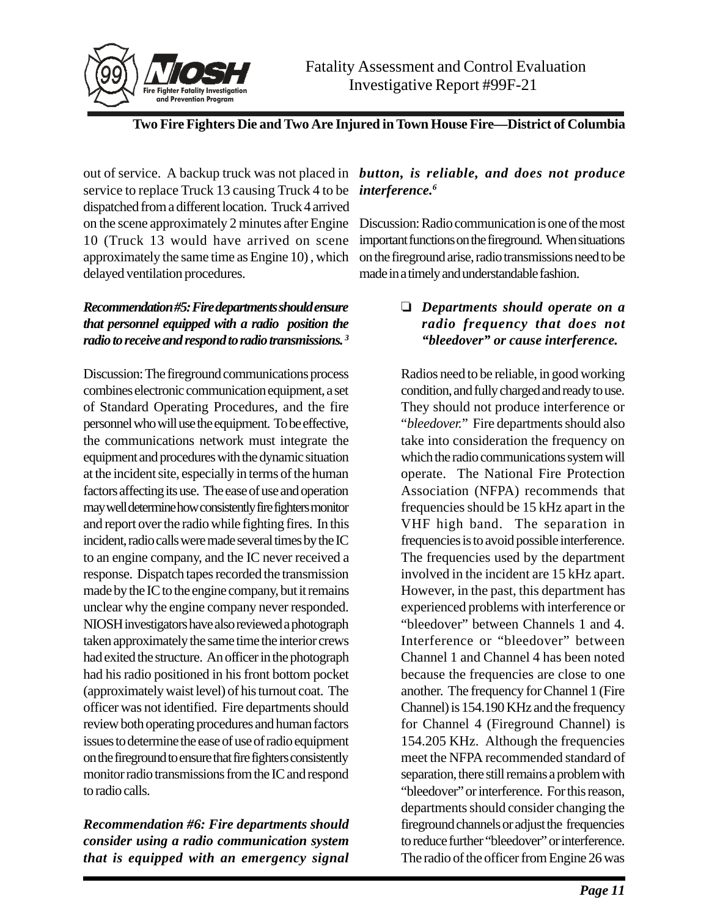out of service. A backup truck was not placed in service to replace Truck 13 causing Truck 4 to be dispatched from a different location. Truck 4 arrived on the scene approximately 2 minutes after Engine 10 (Truck 13 would have arrived on scene approximately the same time as Engine 10), which delayed ventilation procedures.

***Recommendation #5: Fire departments should ensure that personnel equipped with a radio position the radio to receive and respond to radio transmissions.*** [3]

Discussion: The fireground communications process combines electronic communication equipment, a set of Standard Operating Procedures, and the fire personnel who will use the equipment. To be effective, the communications network must integrate the equipment and procedures with the dynamic situation at the incident site, especially in terms of the human factors affecting its use. The ease of use and operation may well determine how consistently fire fighters monitor and report over the radio while fighting fires. In this incident, radio calls were made several times by the IC to an engine company, and the IC never received a response. Dispatch tapes recorded the transmission made by the IC to the engine company, but it remains unclear why the engine company never responded. NIOSH investigators have also reviewed a photograph taken approximately the same time the interior crews had exited the structure. An officer in the photograph had his radio positioned in his front bottom pocket (approximately waist level) of his turnout coat. The officer was not identified. Fire departments should review both operating procedures and human factors issues to determine the ease of use of radio equipment on the fireground to ensure that fire fighters consistently monitor radio transmissions from the IC and respond to radio calls.

***Recommendation #6: Fire departments should consider using a radio communication system that is equipped with an emergency signal button, is reliable, and does not produce interference.*** [6]

Discussion: Radio communication is one of the most important functions on the fireground. When situations on the fireground arise, radio transmissions need to be made in a timely and understandable fashion.

- ***Departments should operate on a radio frequency that does not "bleedover" or cause interference.***

Radios need to be reliable, in good working condition, and fully charged and ready to use. They should not produce interference or "*bleedover.*" Fire departments should also take into consideration the frequency on which the radio communications system will operate. The National Fire Protection Association (NFPA) recommends that frequencies should be 15 kHz apart in the VHF high band. The separation in frequencies is to avoid possible interference. The frequencies used by the department involved in the incident are 15 kHz apart. However, in the past, this department has experienced problems with interference or "bleedover" between Channels 1 and 4. Interference or "bleedover" between Channel 1 and Channel 4 has been noted because the frequencies are close to one another. The frequency for Channel 1 (Fire Channel) is 154.190 KHz and the frequency for Channel 4 (Fireground Channel) is 154.205 KHz. Although the frequencies meet the NFPA recommended standard of separation, there still remains a problem with "bleedover" or interference. For this reason, departments should consider changing the fireground channels or adjust the frequencies to reduce further "bleedover" or interference. The radio of the officer from Engine 26 was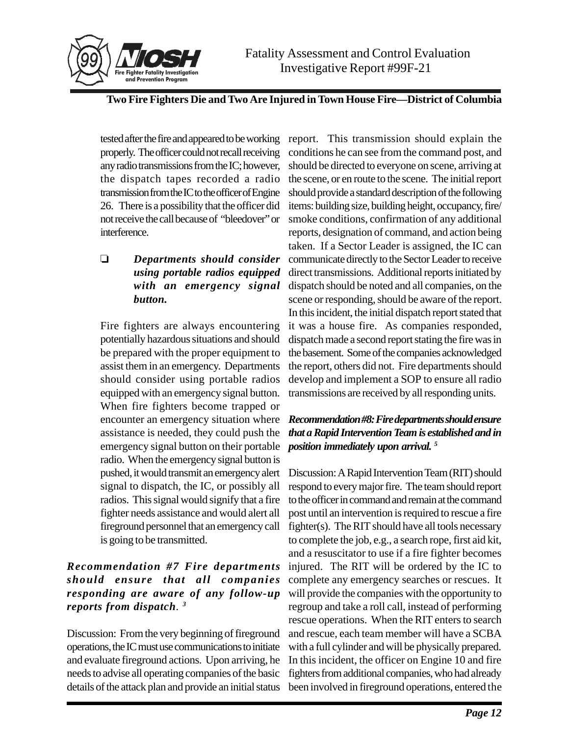tested after the fire and appeared to be working properly. The officer could not recall receiving any radio transmissions from the IC; however, the dispatch tapes recorded a radio transmission from the IC to the officer of Engine 26. There is a possibility that the officer did not receive the call because of "bleedover" or interference.

- ***Departments should consider using portable radios equipped with an emergency signal button.***

Fire fighters are always encountering potentially hazardous situations and should be prepared with the proper equipment to assist them in an emergency. Departments should consider using portable radios equipped with an emergency signal button. When fire fighters become trapped or encounter an emergency situation where assistance is needed, they could push the emergency signal button on their portable radio. When the emergency signal button is pushed, it would transmit an emergency alert signal to dispatch, the IC, or possibly all radios. This signal would signify that a fire fighter needs assistance and would alert all fireground personnel that an emergency call is going to be transmitted.

***Recommendation #7 Fire departments should ensure that all companies responding are aware of any follow-up reports from dispatch.*** [3]

Discussion: From the very beginning of fireground operations, the IC must use communications to initiate and evaluate fireground actions. Upon arriving, he needs to advise all operating companies of the basic details of the attack plan and provide an initial status report. This transmission should explain the conditions he can see from the command post, and should be directed to everyone on scene, arriving at the scene, or en route to the scene. The initial report should provide a standard description of the following items: building size, building height, occupancy, fire/smoke conditions, confirmation of any additional reports, designation of command, and action being taken. If a Sector Leader is assigned, the IC can communicate directly to the Sector Leader to receive direct transmissions. Additional reports initiated by dispatch should be noted and all companies, on the scene or responding, should be aware of the report. In this incident, the initial dispatch report stated that it was a house fire. As companies responded, dispatch made a second report stating the fire was in the basement. Some of the companies acknowledged the report, others did not. Fire departments should develop and implement a SOP to ensure all radio transmissions are received by all responding units.

***Recommendation #8: Fire departments should ensure that a Rapid Intervention Team is established and in position immediately upon arrival.*** [5]

Discussion: A Rapid Intervention Team (RIT) should respond to every major fire. The team should report to the officer in command and remain at the command post until an intervention is required to rescue a fire fighter(s). The RIT should have all tools necessary to complete the job, e.g., a search rope, first aid kit, and a resuscitator to use if a fire fighter becomes injured. The RIT will be ordered by the IC to complete any emergency searches or rescues. It will provide the companies with the opportunity to regroup and take a roll call, instead of performing rescue operations. When the RIT enters to search and rescue, each team member will have a SCBA with a full cylinder and will be physically prepared. In this incident, the officer on Engine 10 and fire fighters from additional companies, who had already been involved in fireground operations, entered the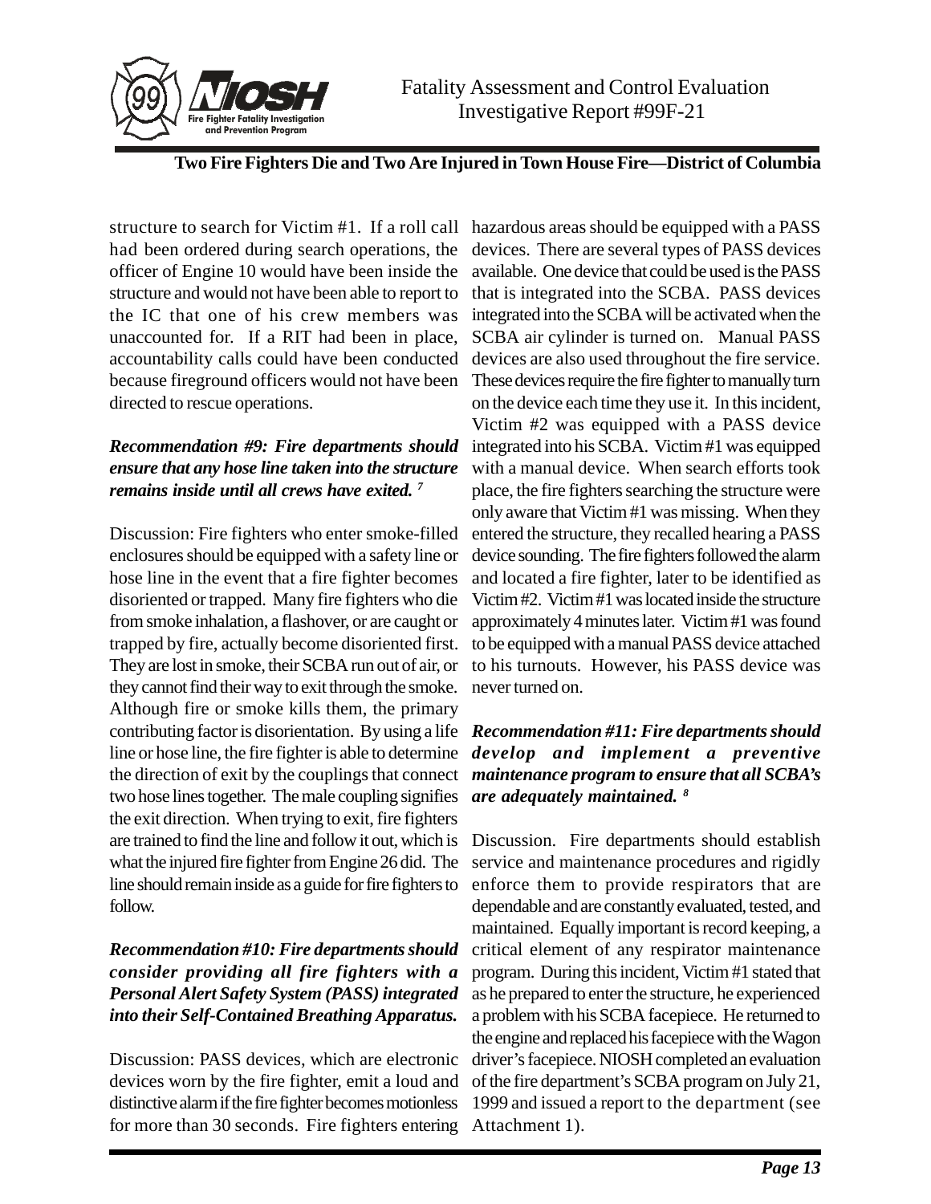structure to search for Victim #1. If a roll call had been ordered during search operations, the officer of Engine 10 would have been inside the structure and would not have been able to report to the IC that one of his crew members was unaccounted for. If a RIT had been in place, accountability calls could have been conducted because fireground officers would not have been directed to rescue operations.

***Recommendation #9: Fire departments should ensure that any hose line taken into the structure remains inside until all crews have exited.*** [7]

Discussion: Fire fighters who enter smoke-filled enclosures should be equipped with a safety line or hose line in the event that a fire fighter becomes disoriented or trapped. Many fire fighters who die from smoke inhalation, a flashover, or are caught or trapped by fire, actually become disoriented first. They are lost in smoke, their SCBA run out of air, or they cannot find their way to exit through the smoke. Although fire or smoke kills them, the primary contributing factor is disorientation. By using a life line or hose line, the fire fighter is able to determine the direction of exit by the couplings that connect two hose lines together. The male coupling signifies the exit direction. When trying to exit, fire fighters are trained to find the line and follow it out, which is what the injured fire fighter from Engine 26 did. The line should remain inside as a guide for fire fighters to follow.

***Recommendation #10: Fire departments should consider providing all fire fighters with a Personal Alert Safety System (PASS) integrated into their Self-Contained Breathing Apparatus.***

Discussion: PASS devices, which are electronic devices worn by the fire fighter, emit a loud and distinctive alarm if the fire fighter becomes motionless for more than 30 seconds. Fire fighters entering hazardous areas should be equipped with a PASS devices. There are several types of PASS devices available. One device that could be used is the PASS that is integrated into the SCBA. PASS devices integrated into the SCBA will be activated when the SCBA air cylinder is turned on. Manual PASS devices are also used throughout the fire service. These devices require the fire fighter to manually turn on the device each time they use it. In this incident, Victim #2 was equipped with a PASS device integrated into his SCBA. Victim #1 was equipped with a manual device. When search efforts took place, the fire fighters searching the structure were only aware that Victim #1 was missing. When they entered the structure, they recalled hearing a PASS device sounding. The fire fighters followed the alarm and located a fire fighter, later to be identified as Victim #2. Victim #1 was located inside the structure approximately 4 minutes later. Victim #1 was found to be equipped with a manual PASS device attached to his turnouts. However, his PASS device was never turned on.

***Recommendation #11: Fire departments should develop and implement a preventive maintenance program to ensure that all SCBA's are adequately maintained.*** [8]

Discussion. Fire departments should establish service and maintenance procedures and rigidly enforce them to provide respirators that are dependable and are constantly evaluated, tested, and maintained. Equally important is record keeping, a critical element of any respirator maintenance program. During this incident, Victim #1 stated that as he prepared to enter the structure, he experienced a problem with his SCBA facepiece. He returned to the engine and replaced his facepiece with the Wagon driver's facepiece. NIOSH completed an evaluation of the fire department's SCBA program on July 21, 1999 and issued a report to the department (see Attachment 1).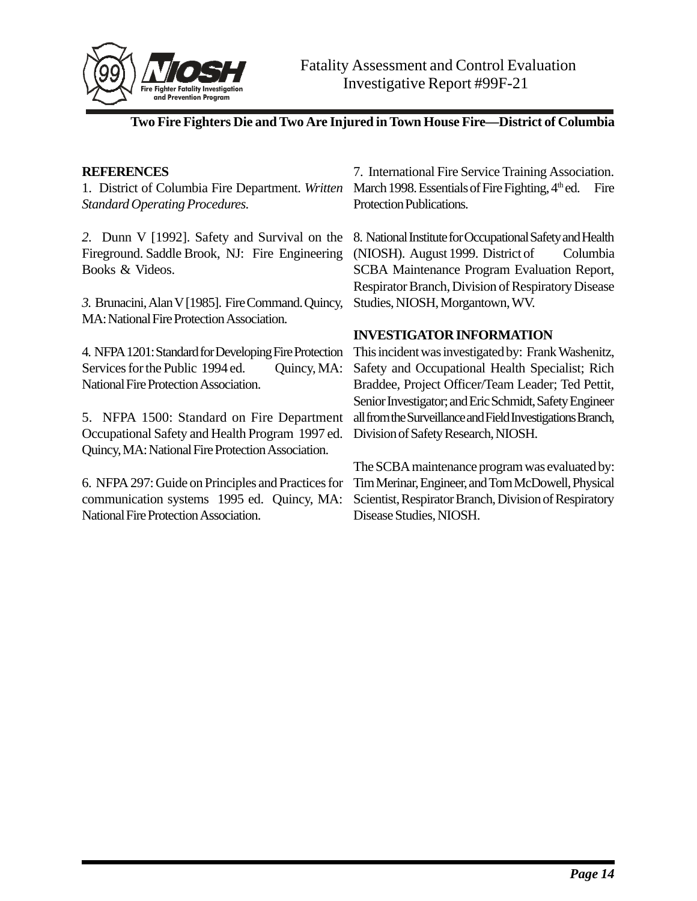## REFERENCES

1. District of Columbia Fire Department. *Written Standard Operating Procedures.*

*2.* Dunn V [1992]. Safety and Survival on the Fireground. Saddle Brook, NJ: Fire Engineering Books & Videos.

*3.* Brunacini, Alan V [1985]. Fire Command. Quincy, MA: National Fire Protection Association.

4. NFPA 1201: Standard for Developing Fire Protection Services for the Public 1994 ed. Quincy, MA: National Fire Protection Association.

5. NFPA 1500: Standard on Fire Department Occupational Safety and Health Program 1997 ed. Quincy, MA: National Fire Protection Association.

6. NFPA 297: Guide on Principles and Practices for communication systems 1995 ed. Quincy, MA: National Fire Protection Association.

7. International Fire Service Training Association. March 1998. Essentials of Fire Fighting, 4th ed. Fire Protection Publications.

8. National Institute for Occupational Safety and Health (NIOSH). August 1999. District of Columbia SCBA Maintenance Program Evaluation Report, Respirator Branch, Division of Respiratory Disease Studies, NIOSH, Morgantown, WV.

## INVESTIGATOR INFORMATION

This incident was investigated by: Frank Washenitz, Safety and Occupational Health Specialist; Rich Braddee, Project Officer/Team Leader; Ted Pettit, Senior Investigator; and Eric Schmidt, Safety Engineer all from the Surveillance and Field Investigations Branch, Division of Safety Research, NIOSH.

The SCBA maintenance program was evaluated by: Tim Merinar, Engineer, and Tom McDowell, Physical Scientist, Respirator Branch, Division of Respiratory Disease Studies, NIOSH.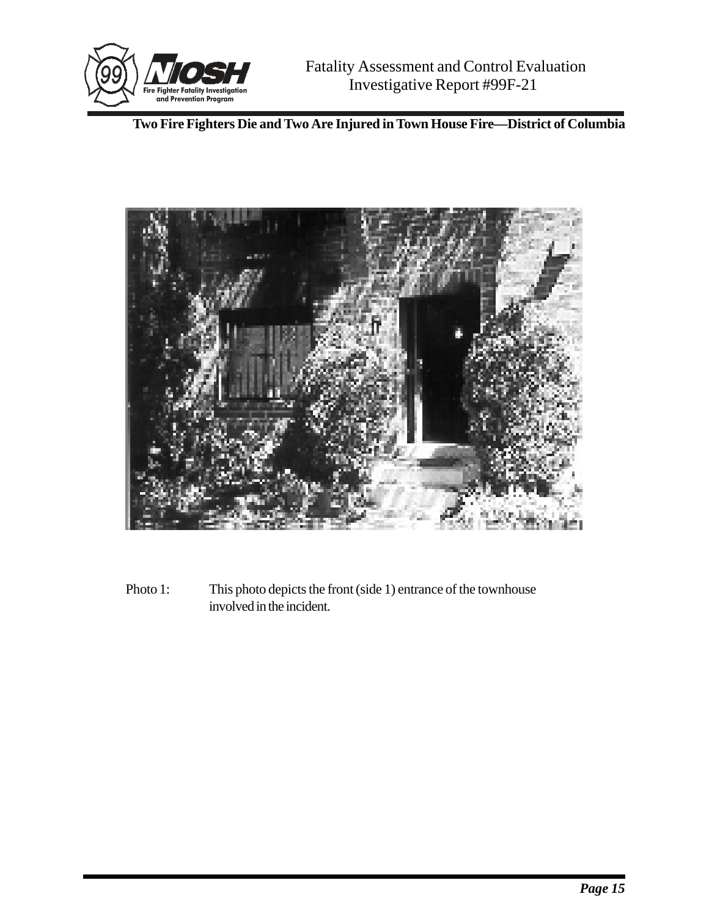Photo 1: This photo depicts the front (side 1) entrance of the townhouse involved in the incident.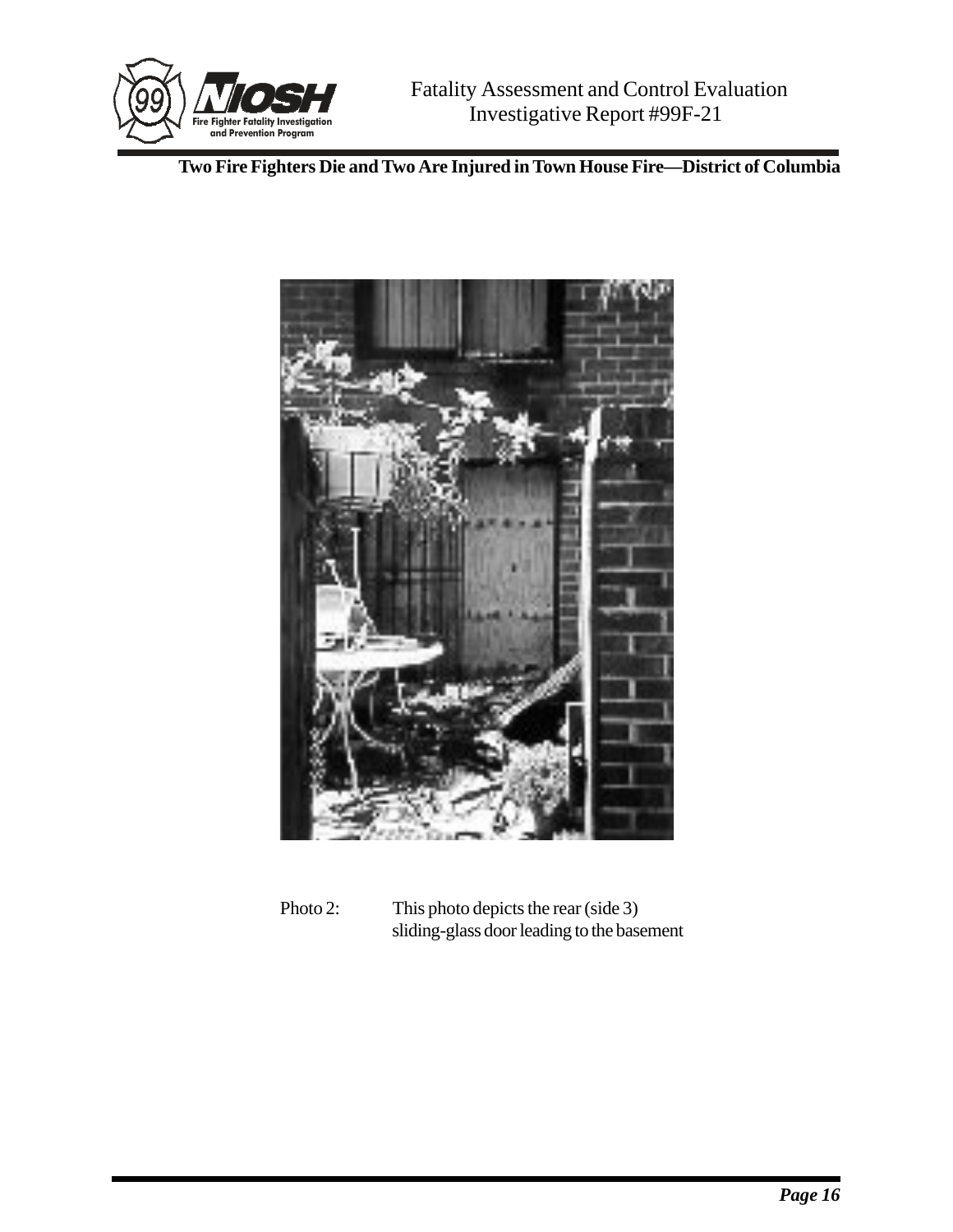Photo 2: This photo depicts the rear (side 3) sliding-glass door leading to the basement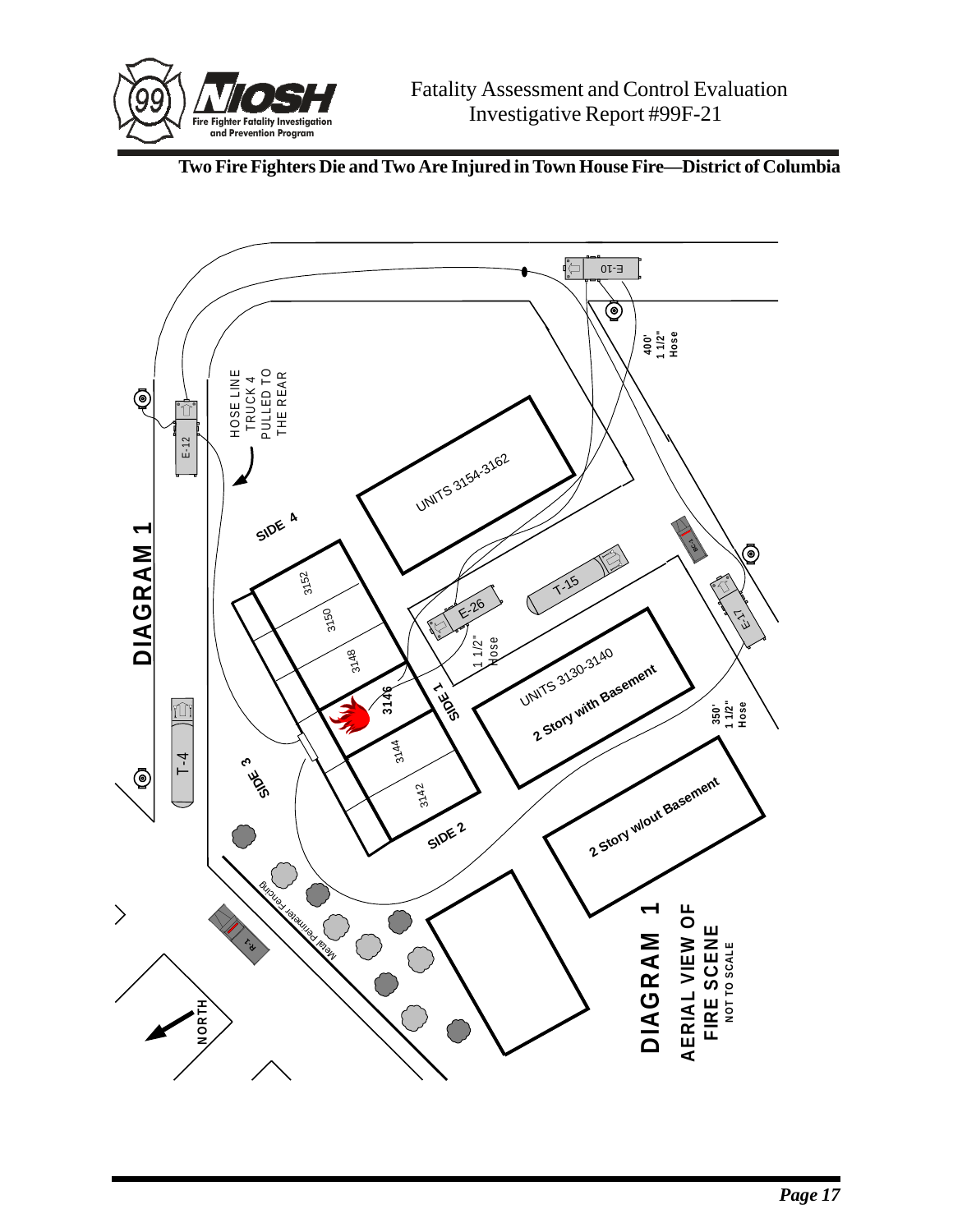**Two Fire Fighters Die and Two Are Injured in Town House Fire—District of Columbia**

DIAGRAM 1

E-10

400' 1 1/2" Hose

HOSE LINE TRUCK 4 PULLED TO THE REAR

E-12

UNITS 3154-3162

SIDE 4

3152

3150

3148

3146

3144

3142

E-26

T-15

1 1/2" Hose

SIDE 1

UNITS 3130-3140

2 Story with Basement

E-17

350' 1 1/2" Hose

T-4

SIDE 3

SIDE 2

2 Story w/out Basement

Metal Perimeter Fencing

R-1

NORTH

DIAGRAM 1

AERIAL VIEW OF FIRE SCENE

NOT TO SCALE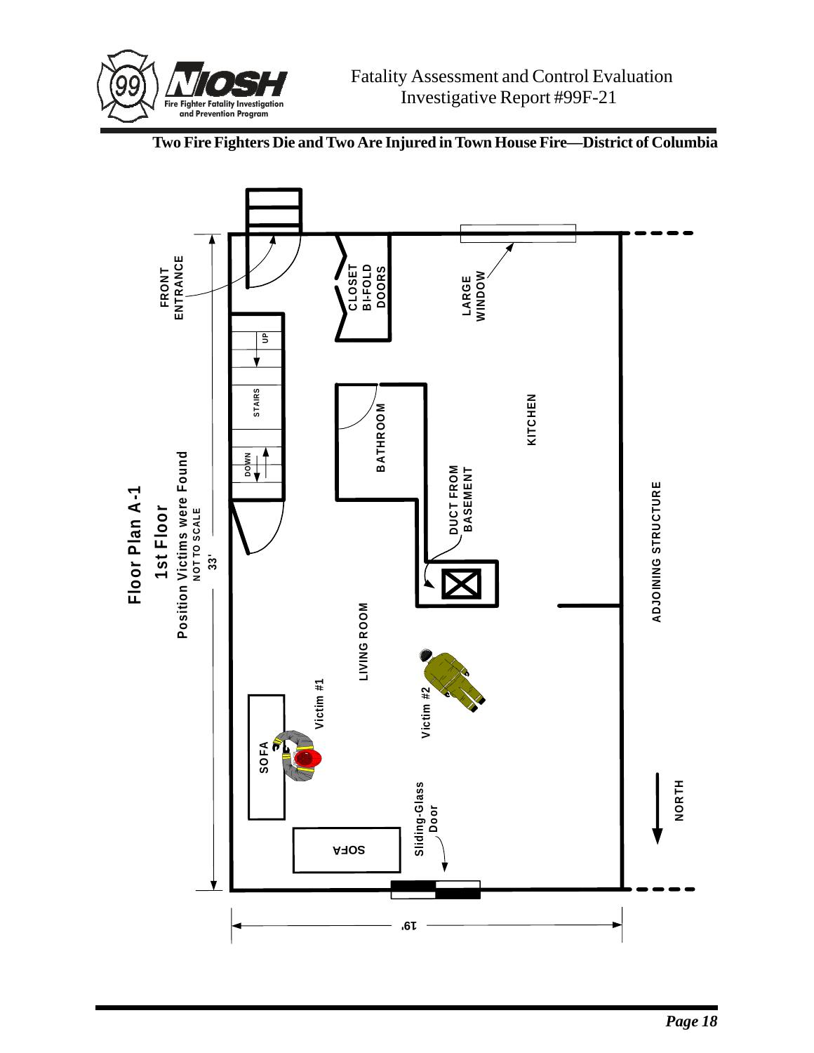**Two Fire Fighters Die and Two Are Injured in Town House Fire—District of Columbia**

**Floor Plan A-1**

**1st Floor**

**Position Victims were Found**

NOT TO SCALE

33'

FRONT ENTRANCE

CLOSET BI-FOLD DOORS

LARGE WINDOW

UP

STAIRS

DOWN

BATHROOM

KITCHEN

DUCT FROM BASEMENT

ADJOINING STRUCTURE

LIVING ROOM

Victim #1

Victim #2

SOFA

SOFA

Sliding-Glass Door

NORTH

19'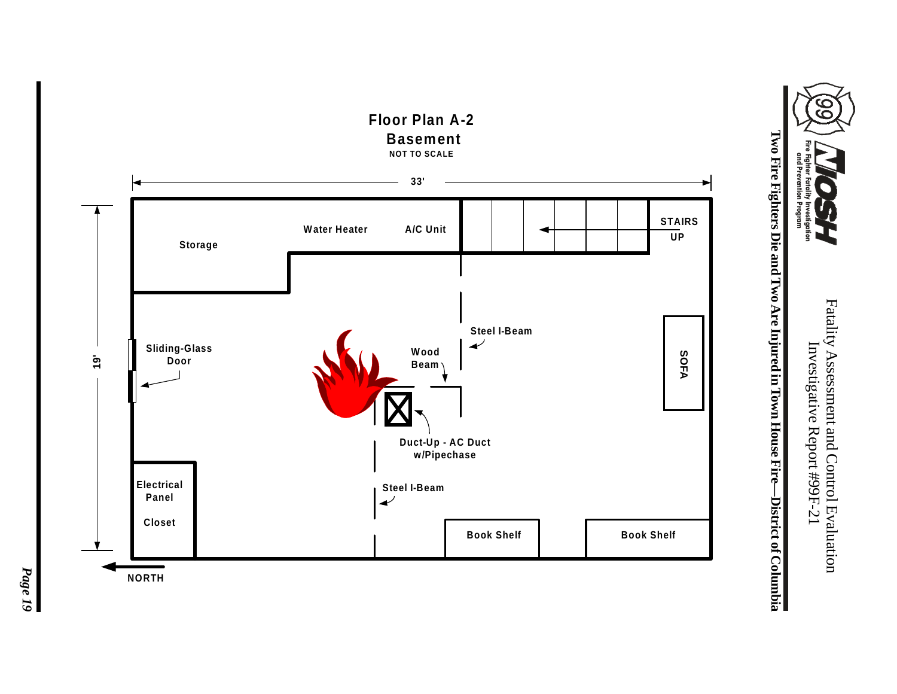# Floor Plan A-2

## Basement

NOT TO SCALE

33'

19'

Storage

Water Heater

A/C Unit

STAIRS UP

Steel I-Beam

Sliding-Glass Door

Wood Beam

SOFA

Duct-Up - AC Duct w/Pipechase

Electrical Panel

Closet

Steel I-Beam

Book Shelf

Book Shelf

NORTH